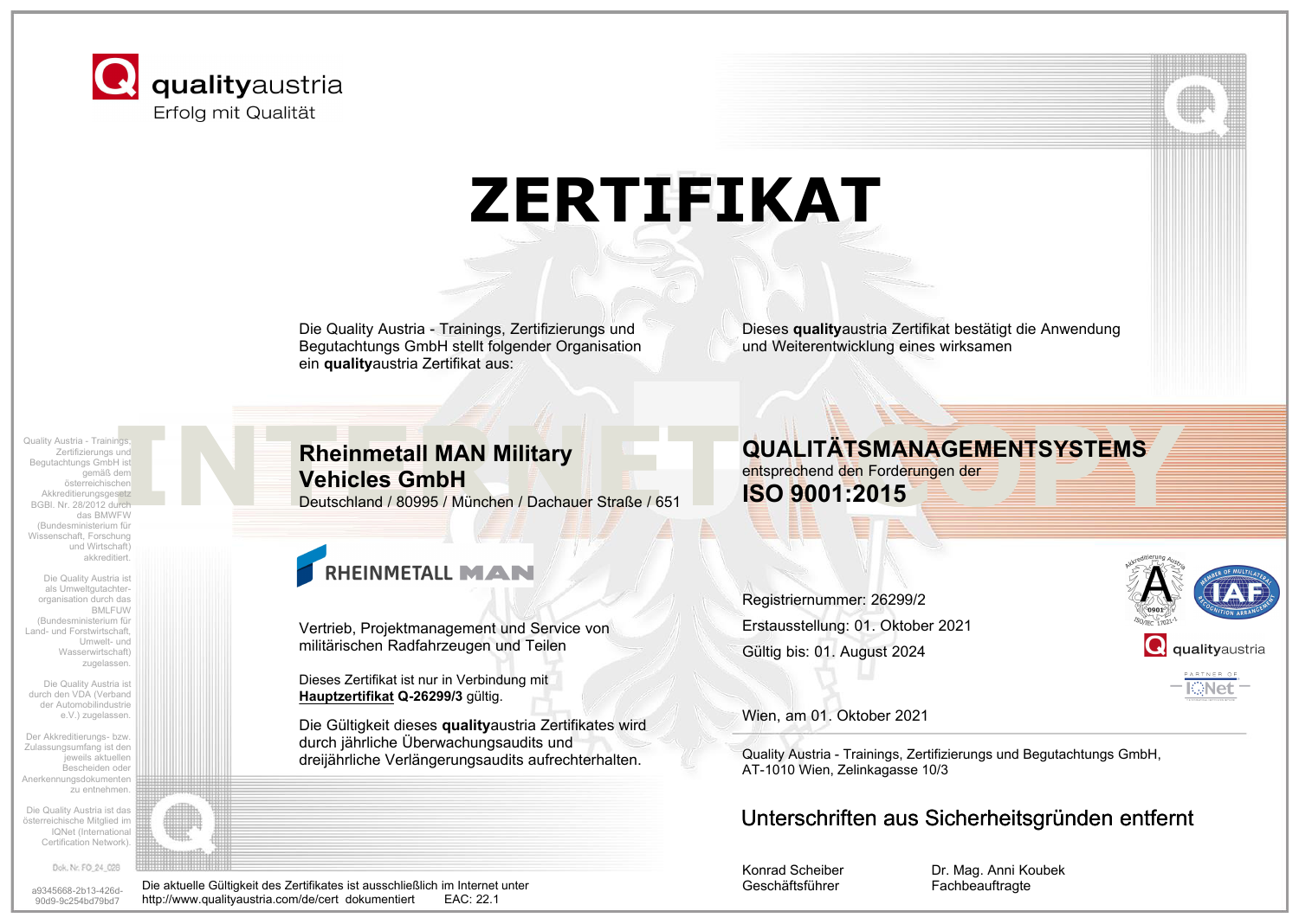qualityaustria
Erfolg mit Qualität

# ZERTIFIKAT

Die Quality Austria - Trainings, Zertifizierungs und Begutachtungs GmbH stellt folgender Organisation ein **quality**austria Zertifikat aus:

## Rheinmetall MAN Military Vehicles GmbH

Deutschland / 80995 / München / Dachauer Straße / 651

RHEINMETALL MAN

Vertrieb, Projektmanagement und Service von militärischen Radfahrzeugen und Teilen

Dieses Zertifikat ist nur in Verbindung mit **Hauptzertifikat Q-26299/3** gültig.

Die Gültigkeit dieses **quality**austria Zertifikates wird durch jährliche Überwachungsaudits und dreijährliche Verlängerungsaudits aufrechterhalten.

Dieses **quality**austria Zertifikat bestätigt die Anwendung und Weiterentwicklung eines wirksamen

## QUALITÄTSMANAGEMENTSYSTEMS

entsprechend den Forderungen der

## ISO 9001:2015

INTERNET COPY

Registriernummer: 26299/2

Erstausstellung: 01. Oktober 2021

Gültig bis: 01. August 2024

Wien, am 01. Oktober 2021

Quality Austria - Trainings, Zertifizierungs und Begutachtungs GmbH,
AT-1010 Wien, Zelinkagasse 10/3

Unterschriften aus Sicherheitsgründen entfernt

Konrad Scheiber
Geschäftsführer

Dr. Mag. Anni Koubek
Fachbeauftragte

Akkreditierung Austria, 0901, ISO/IEC 17021-1
IAF Member of Multilateral Recognition Arrangement
qualityaustria
Partner of IQNet

Quality Austria - Trainings, Zertifizierungs und Begutachtungs GmbH ist gemäß dem österreichischen Akkreditierungsgesetz BGBl. Nr. 28/2012 durch das BMWFW (Bundesministerium für Wissenschaft, Forschung und Wirtschaft) akkreditiert.

Die Quality Austria ist als Umweltgutachter-organisation durch das BMLFUW (Bundesministerium für Land- und Forstwirtschaft, Umwelt- und Wasserwirtschaft) zugelassen.

Die Quality Austria ist durch den VDA (Verband der Automobilindustrie e.V.) zugelassen.

Der Akkreditierungs- bzw. Zulassungsumfang ist den jeweils aktuellen Bescheiden oder Anerkennungsdokumenten zu entnehmen.

Die Quality Austria ist das österreichische Mitglied im IQNet (International Certification Network).

Dok. Nr. FO_24_028

a9345668-2b13-426d-90d9-9c254bd79bd7

Die aktuelle Gültigkeit des Zertifikates ist ausschließlich im Internet unter http://www.qualityaustria.com/de/cert dokumentiert EAC: 22.1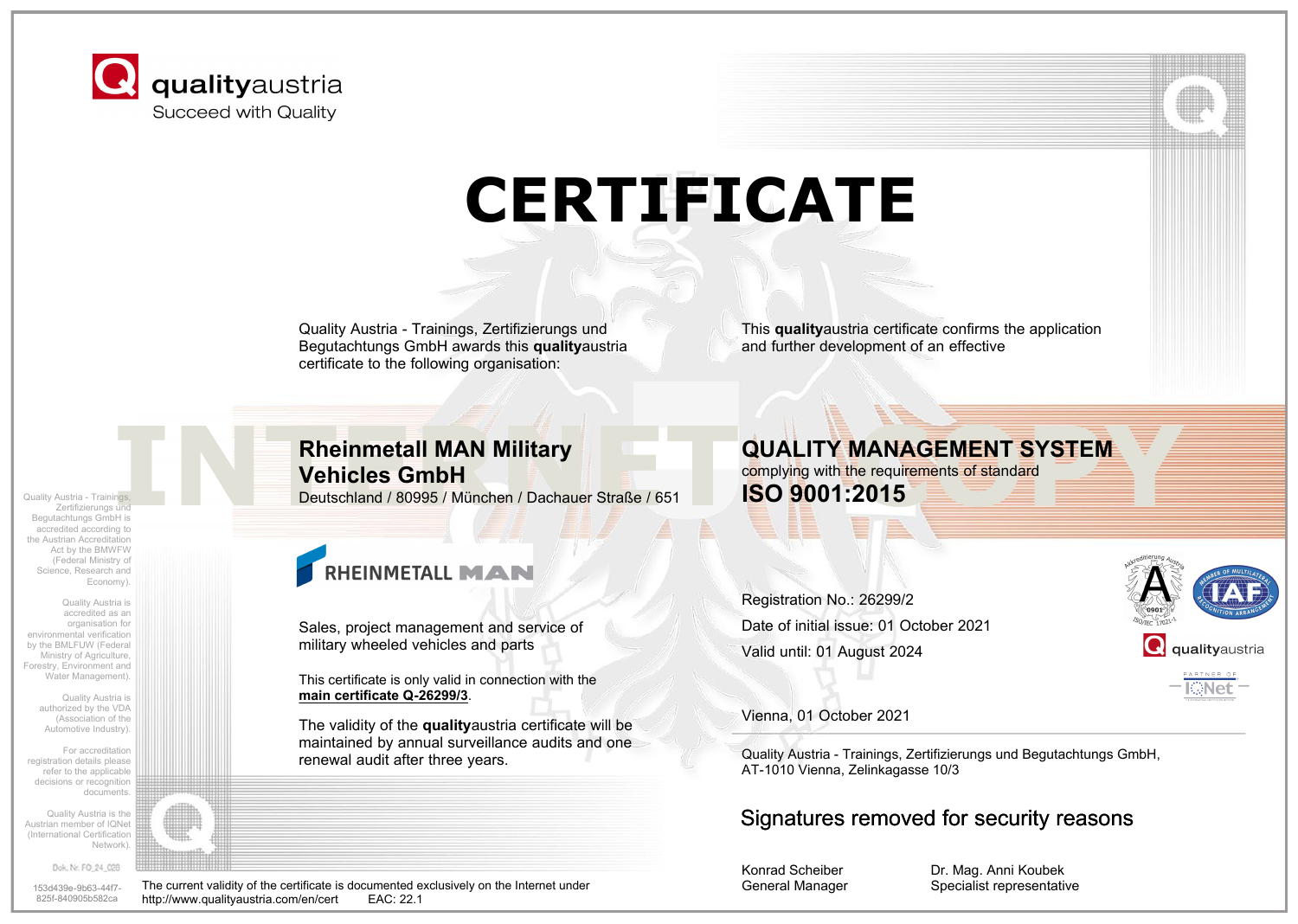qualityaustria
Succeed with Quality

# CERTIFICATE

Quality Austria - Trainings, Zertifizierungs und Begutachtungs GmbH awards this **quality**austria certificate to the following organisation:

## Rheinmetall MAN Military Vehicles GmbH

Deutschland / 80995 / München / Dachauer Straße / 651

RHEINMETALL MAN

Sales, project management and service of military wheeled vehicles and parts

This certificate is only valid in connection with the **main certificate Q-26299/3**.

The validity of the **quality**austria certificate will be maintained by annual surveillance audits and one renewal audit after three years.

This **quality**austria certificate confirms the application and further development of an effective

## QUALITY MANAGEMENT SYSTEM

complying with the requirements of standard

## ISO 9001:2015

Registration No.: 26299/2

Date of initial issue: 01 October 2021

Valid until: 01 August 2024

Vienna, 01 October 2021

Quality Austria - Trainings, Zertifizierungs und Begutachtungs GmbH,
AT-1010 Vienna, Zelinkagasse 10/3

Signatures removed for security reasons

| | |
|---|---|
| Konrad Scheiber<br>General Manager | Dr. Mag. Anni Koubek<br>Specialist representative |

INTERNET COPY

Quality Austria - Trainings, Zertifizierungs und Begutachtungs GmbH is accredited according to the Austrian Accreditation Act by the BMWFW (Federal Ministry of Science, Research and Economy).

Quality Austria is accredited as an organisation for environmental verification by the BMLFUW (Federal Ministry of Agriculture, Forestry, Environment and Water Management).

Quality Austria is authorized by the VDA (Association of the Automotive Industry).

For accreditation registration details please refer to the applicable decisions or recognition documents.

Quality Austria is the Austrian member of IQNet (International Certification Network).

Dok. Nr. FO_24_028

153d439e-9b63-44f7-825f-840905b582ca

The current validity of the certificate is documented exclusively on the Internet under http://www.qualityaustria.com/en/cert EAC: 22.1